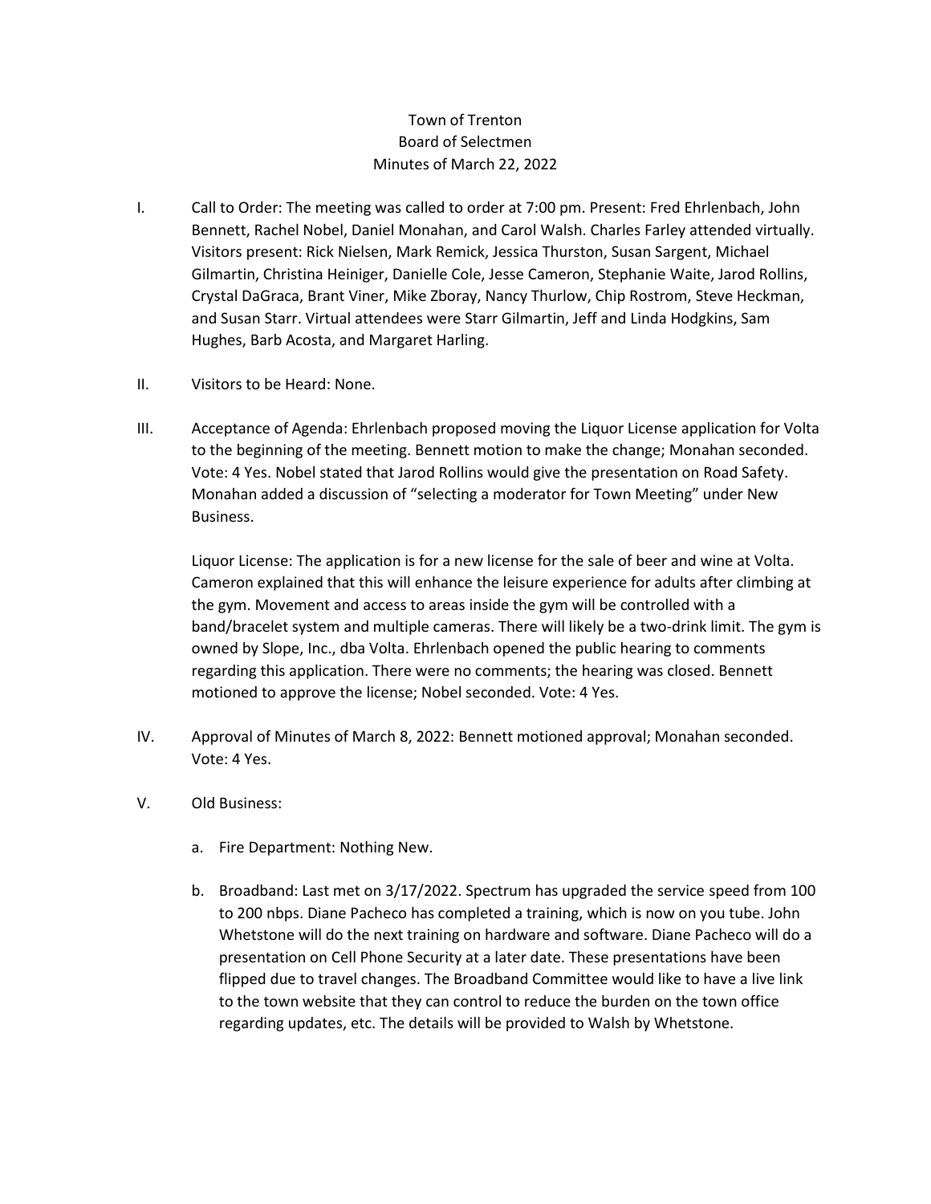Town of Trenton
Board of Selectmen
Minutes of March 22, 2022

I. Call to Order: The meeting was called to order at 7:00 pm. Present: Fred Ehrlenbach, John Bennett, Rachel Nobel, Daniel Monahan, and Carol Walsh. Charles Farley attended virtually. Visitors present: Rick Nielsen, Mark Remick, Jessica Thurston, Susan Sargent, Michael Gilmartin, Christina Heiniger, Danielle Cole, Jesse Cameron, Stephanie Waite, Jarod Rollins, Crystal DaGraca, Brant Viner, Mike Zboray, Nancy Thurlow, Chip Rostrom, Steve Heckman, and Susan Starr. Virtual attendees were Starr Gilmartin, Jeff and Linda Hodgkins, Sam Hughes, Barb Acosta, and Margaret Harling.

II. Visitors to be Heard: None.

III. Acceptance of Agenda: Ehrlenbach proposed moving the Liquor License application for Volta to the beginning of the meeting. Bennett motion to make the change; Monahan seconded. Vote: 4 Yes. Nobel stated that Jarod Rollins would give the presentation on Road Safety. Monahan added a discussion of "selecting a moderator for Town Meeting" under New Business.

   Liquor License: The application is for a new license for the sale of beer and wine at Volta. Cameron explained that this will enhance the leisure experience for adults after climbing at the gym. Movement and access to areas inside the gym will be controlled with a band/bracelet system and multiple cameras. There will likely be a two-drink limit. The gym is owned by Slope, Inc., dba Volta. Ehrlenbach opened the public hearing to comments regarding this application. There were no comments; the hearing was closed. Bennett motioned to approve the license; Nobel seconded. Vote: 4 Yes.

IV. Approval of Minutes of March 8, 2022: Bennett motioned approval; Monahan seconded. Vote: 4 Yes.

V. Old Business:

   a. Fire Department: Nothing New.

   b. Broadband: Last met on 3/17/2022. Spectrum has upgraded the service speed from 100 to 200 nbps. Diane Pacheco has completed a training, which is now on you tube. John Whetstone will do the next training on hardware and software. Diane Pacheco will do a presentation on Cell Phone Security at a later date. These presentations have been flipped due to travel changes. The Broadband Committee would like to have a live link to the town website that they can control to reduce the burden on the town office regarding updates, etc. The details will be provided to Walsh by Whetstone.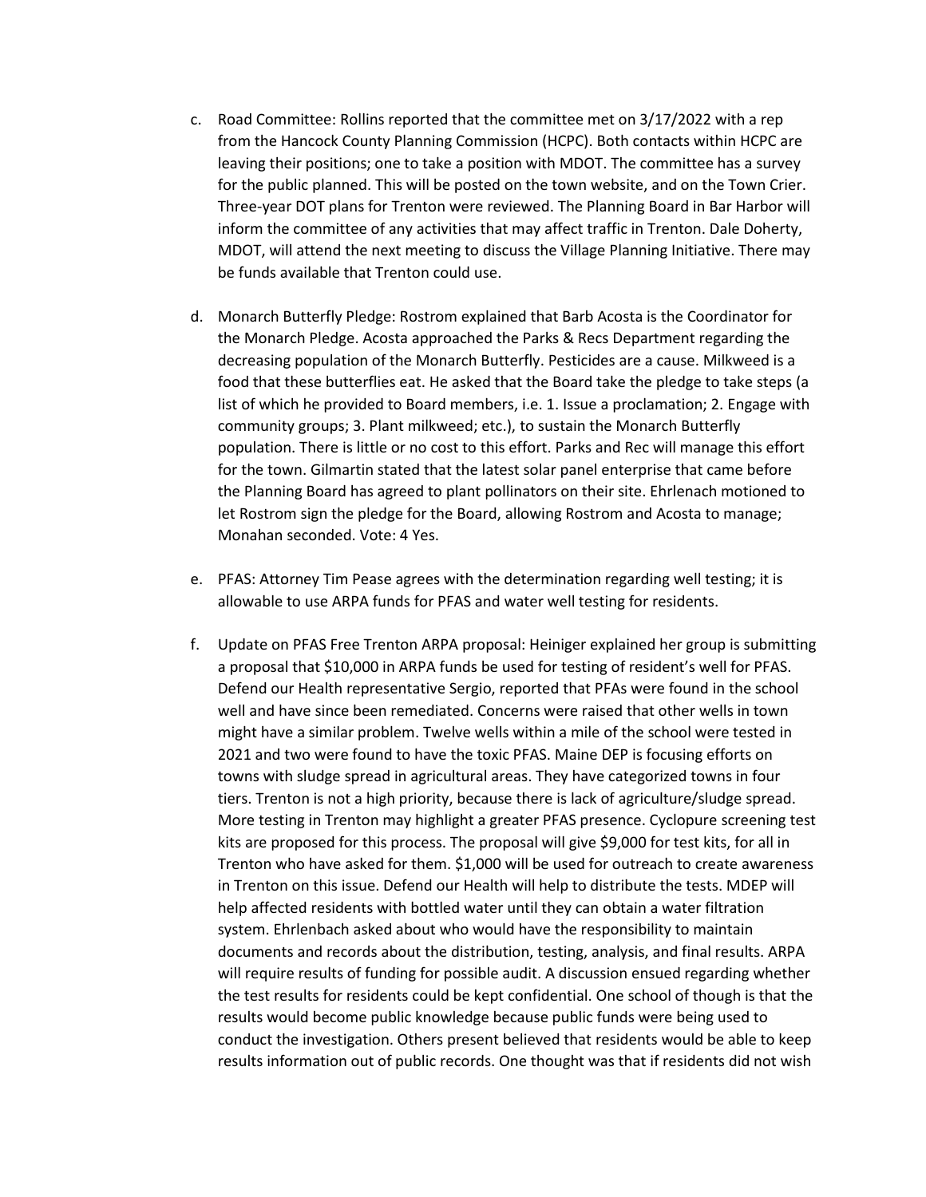c. Road Committee: Rollins reported that the committee met on 3/17/2022 with a rep from the Hancock County Planning Commission (HCPC). Both contacts within HCPC are leaving their positions; one to take a position with MDOT. The committee has a survey for the public planned. This will be posted on the town website, and on the Town Crier. Three-year DOT plans for Trenton were reviewed. The Planning Board in Bar Harbor will inform the committee of any activities that may affect traffic in Trenton. Dale Doherty, MDOT, will attend the next meeting to discuss the Village Planning Initiative. There may be funds available that Trenton could use.

d. Monarch Butterfly Pledge: Rostrom explained that Barb Acosta is the Coordinator for the Monarch Pledge. Acosta approached the Parks & Recs Department regarding the decreasing population of the Monarch Butterfly. Pesticides are a cause. Milkweed is a food that these butterflies eat. He asked that the Board take the pledge to take steps (a list of which he provided to Board members, i.e. 1. Issue a proclamation; 2. Engage with community groups; 3. Plant milkweed; etc.), to sustain the Monarch Butterfly population. There is little or no cost to this effort. Parks and Rec will manage this effort for the town. Gilmartin stated that the latest solar panel enterprise that came before the Planning Board has agreed to plant pollinators on their site. Ehrlenach motioned to let Rostrom sign the pledge for the Board, allowing Rostrom and Acosta to manage; Monahan seconded. Vote: 4 Yes.

e. PFAS: Attorney Tim Pease agrees with the determination regarding well testing; it is allowable to use ARPA funds for PFAS and water well testing for residents.

f. Update on PFAS Free Trenton ARPA proposal: Heiniger explained her group is submitting a proposal that $10,000 in ARPA funds be used for testing of resident's well for PFAS. Defend our Health representative Sergio, reported that PFAs were found in the school well and have since been remediated. Concerns were raised that other wells in town might have a similar problem. Twelve wells within a mile of the school were tested in 2021 and two were found to have the toxic PFAS. Maine DEP is focusing efforts on towns with sludge spread in agricultural areas. They have categorized towns in four tiers. Trenton is not a high priority, because there is lack of agriculture/sludge spread. More testing in Trenton may highlight a greater PFAS presence. Cyclopure screening test kits are proposed for this process. The proposal will give $9,000 for test kits, for all in Trenton who have asked for them. $1,000 will be used for outreach to create awareness in Trenton on this issue. Defend our Health will help to distribute the tests. MDEP will help affected residents with bottled water until they can obtain a water filtration system. Ehrlenbach asked about who would have the responsibility to maintain documents and records about the distribution, testing, analysis, and final results. ARPA will require results of funding for possible audit. A discussion ensued regarding whether the test results for residents could be kept confidential. One school of though is that the results would become public knowledge because public funds were being used to conduct the investigation. Others present believed that residents would be able to keep results information out of public records. One thought was that if residents did not wish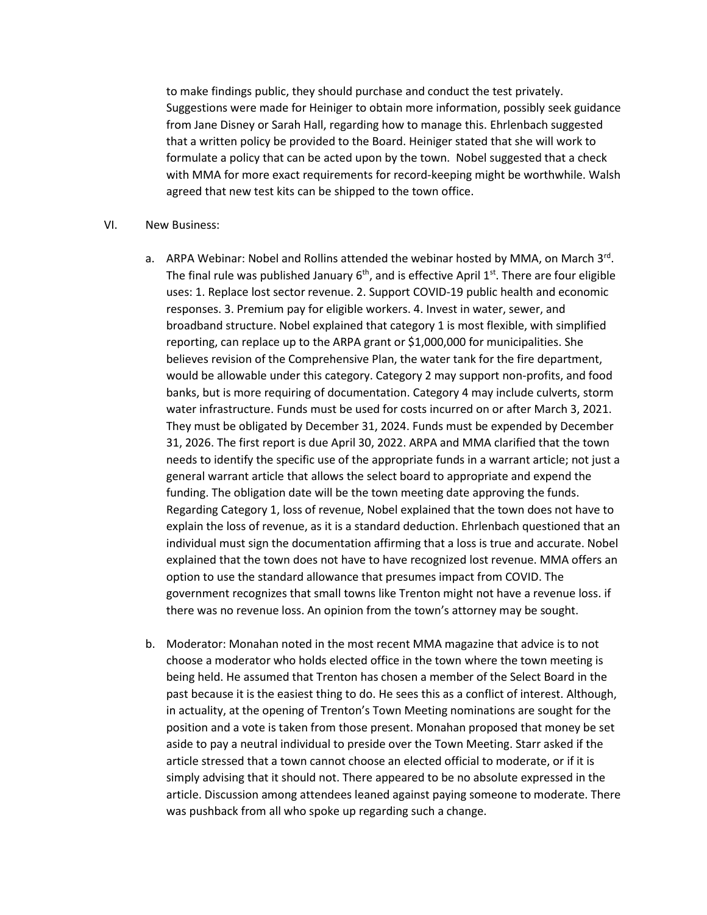to make findings public, they should purchase and conduct the test privately. Suggestions were made for Heiniger to obtain more information, possibly seek guidance from Jane Disney or Sarah Hall, regarding how to manage this. Ehrlenbach suggested that a written policy be provided to the Board. Heiniger stated that she will work to formulate a policy that can be acted upon by the town. Nobel suggested that a check with MMA for more exact requirements for record-keeping might be worthwhile. Walsh agreed that new test kits can be shipped to the town office.

VI. New Business:

a. ARPA Webinar: Nobel and Rollins attended the webinar hosted by MMA, on March 3rd. The final rule was published January 6th, and is effective April 1st. There are four eligible uses: 1. Replace lost sector revenue. 2. Support COVID-19 public health and economic responses. 3. Premium pay for eligible workers. 4. Invest in water, sewer, and broadband structure. Nobel explained that category 1 is most flexible, with simplified reporting, can replace up to the ARPA grant or $1,000,000 for municipalities. She believes revision of the Comprehensive Plan, the water tank for the fire department, would be allowable under this category. Category 2 may support non-profits, and food banks, but is more requiring of documentation. Category 4 may include culverts, storm water infrastructure. Funds must be used for costs incurred on or after March 3, 2021. They must be obligated by December 31, 2024. Funds must be expended by December 31, 2026. The first report is due April 30, 2022. ARPA and MMA clarified that the town needs to identify the specific use of the appropriate funds in a warrant article; not just a general warrant article that allows the select board to appropriate and expend the funding. The obligation date will be the town meeting date approving the funds. Regarding Category 1, loss of revenue, Nobel explained that the town does not have to explain the loss of revenue, as it is a standard deduction. Ehrlenbach questioned that an individual must sign the documentation affirming that a loss is true and accurate. Nobel explained that the town does not have to have recognized lost revenue. MMA offers an option to use the standard allowance that presumes impact from COVID. The government recognizes that small towns like Trenton might not have a revenue loss. if there was no revenue loss. An opinion from the town's attorney may be sought.

b. Moderator: Monahan noted in the most recent MMA magazine that advice is to not choose a moderator who holds elected office in the town where the town meeting is being held. He assumed that Trenton has chosen a member of the Select Board in the past because it is the easiest thing to do. He sees this as a conflict of interest. Although, in actuality, at the opening of Trenton's Town Meeting nominations are sought for the position and a vote is taken from those present. Monahan proposed that money be set aside to pay a neutral individual to preside over the Town Meeting. Starr asked if the article stressed that a town cannot choose an elected official to moderate, or if it is simply advising that it should not. There appeared to be no absolute expressed in the article. Discussion among attendees leaned against paying someone to moderate. There was pushback from all who spoke up regarding such a change.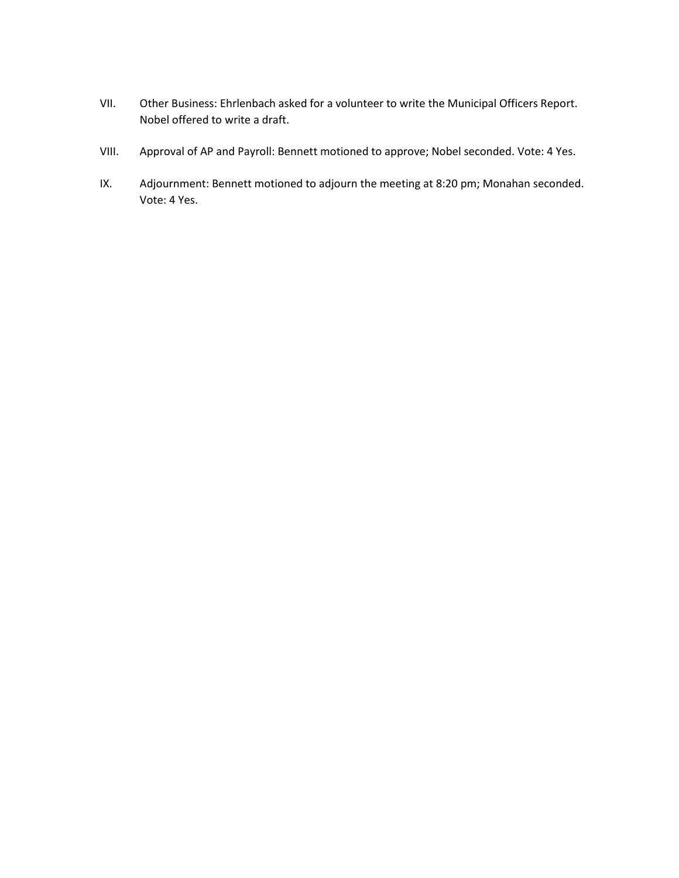VII. Other Business: Ehrlenbach asked for a volunteer to write the Municipal Officers Report. Nobel offered to write a draft.

VIII. Approval of AP and Payroll: Bennett motioned to approve; Nobel seconded. Vote: 4 Yes.

IX. Adjournment: Bennett motioned to adjourn the meeting at 8:20 pm; Monahan seconded. Vote: 4 Yes.